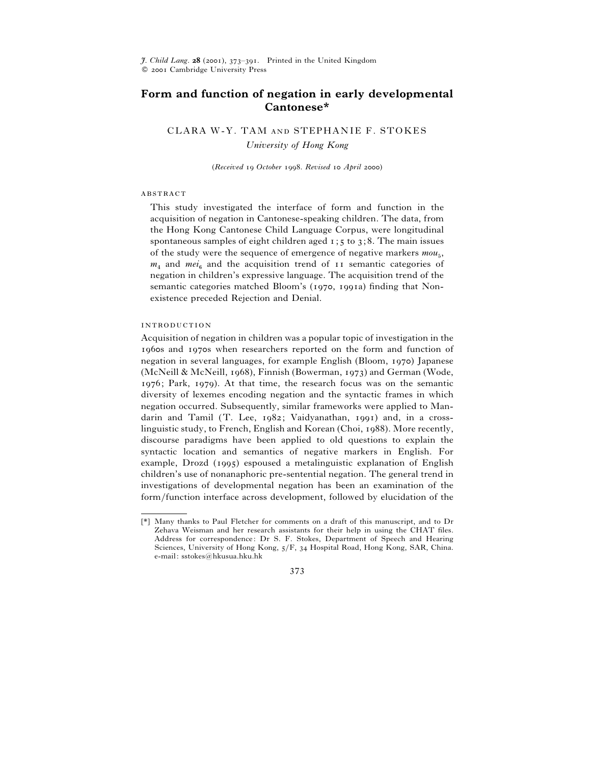# Form and function of negation in early developmental Cantonese*

CLARA W-Y. TAM AND STEPHANIE F. STOKES

*University of Hong Kong*

(*Received* 19 *October* 1998. *Revised* 10 *April* 2000)

## ABSTRACT

This study investigated the interface of form and function in the acquisition of negation in Cantonese-speaking children. The data, from the Hong Kong Cantonese Child Language Corpus, were longitudinal spontaneous samples of eight children aged 1;5 to 3;8. The main issues of the study were the sequence of emergence of negative markers *mou*$_5$, *m*$_4$ and *mei*$_6$ and the acquisition trend of 11 semantic categories of negation in children's expressive language. The acquisition trend of the semantic categories matched Bloom's (1970, 1991a) finding that Non-existence preceded Rejection and Denial.

## INTRODUCTION

Acquisition of negation in children was a popular topic of investigation in the 1960s and 1970s when researchers reported on the form and function of negation in several languages, for example English (Bloom, 1970) Japanese (McNeill & McNeill, 1968), Finnish (Bowerman, 1973) and German (Wode, 1976; Park, 1979). At that time, the research focus was on the semantic diversity of lexemes encoding negation and the syntactic frames in which negation occurred. Subsequently, similar frameworks were applied to Mandarin and Tamil (T. Lee, 1982; Vaidyanathan, 1991) and, in a cross-linguistic study, to French, English and Korean (Choi, 1988). More recently, discourse paradigms have been applied to old questions to explain the syntactic location and semantics of negative markers in English. For example, Drozd (1995) espoused a metalinguistic explanation of English children's use of nonanaphoric pre-sentential negation. The general trend in investigations of developmental negation has been an examination of the form/function interface across development, followed by elucidation of the

---

[*] Many thanks to Paul Fletcher for comments on a draft of this manuscript, and to Dr Zehava Weisman and her research assistants for their help in using the CHAT files. Address for correspondence: Dr S. F. Stokes, Department of Speech and Hearing Sciences, University of Hong Kong, 5/F, 34 Hospital Road, Hong Kong, SAR, China. e-mail: sstokes@hkusua.hku.hk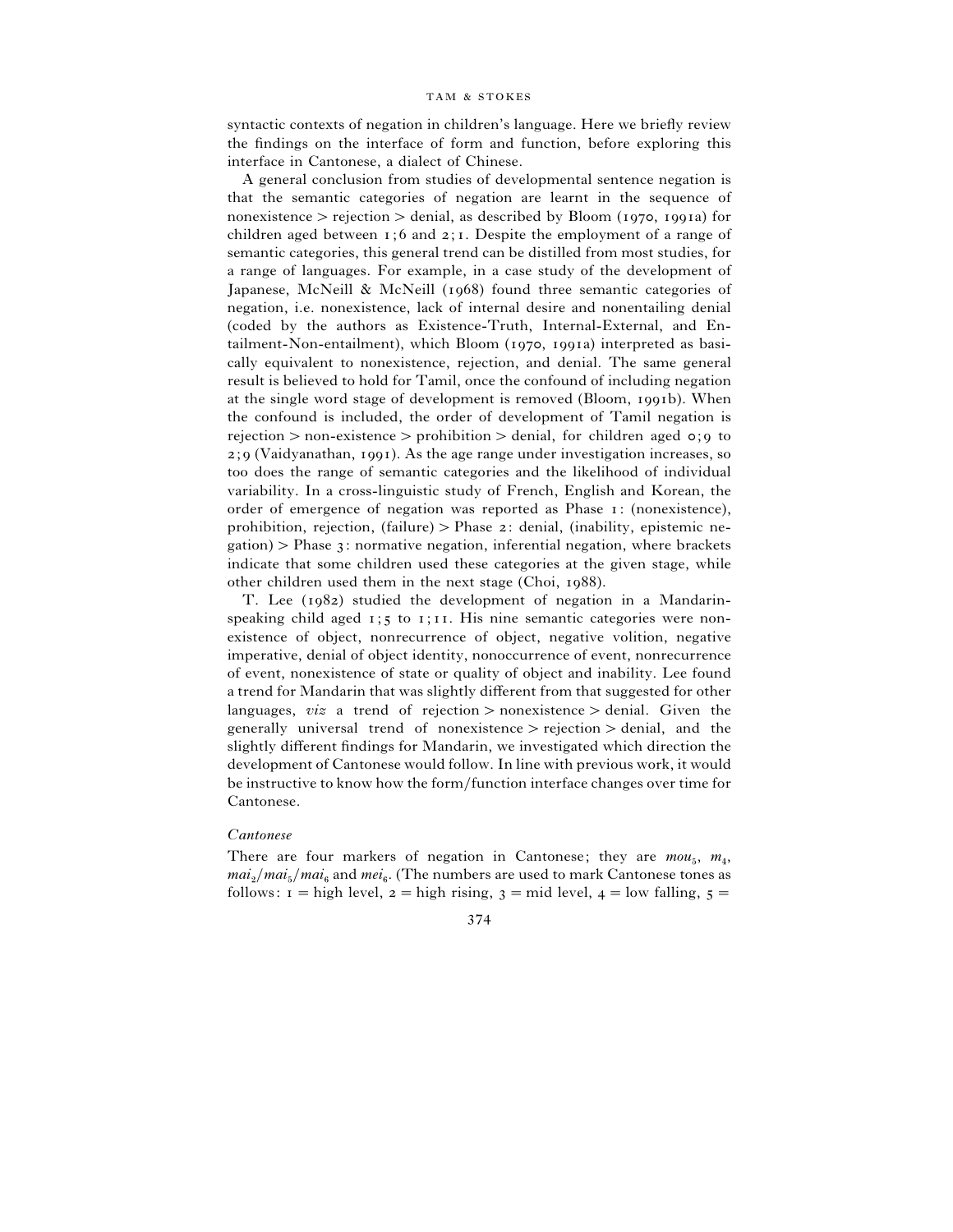syntactic contexts of negation in children's language. Here we briefly review the findings on the interface of form and function, before exploring this interface in Cantonese, a dialect of Chinese.

A general conclusion from studies of developmental sentence negation is that the semantic categories of negation are learnt in the sequence of nonexistence > rejection > denial, as described by Bloom (1970, 1991a) for children aged between 1;6 and 2;1. Despite the employment of a range of semantic categories, this general trend can be distilled from most studies, for a range of languages. For example, in a case study of the development of Japanese, McNeill & McNeill (1968) found three semantic categories of negation, i.e. nonexistence, lack of internal desire and nonentailing denial (coded by the authors as Existence-Truth, Internal-External, and Entailment-Non-entailment), which Bloom (1970, 1991a) interpreted as basically equivalent to nonexistence, rejection, and denial. The same general result is believed to hold for Tamil, once the confound of including negation at the single word stage of development is removed (Bloom, 1991b). When the confound is included, the order of development of Tamil negation is rejection > non-existence > prohibition > denial, for children aged 0;9 to 2;9 (Vaidyanathan, 1991). As the age range under investigation increases, so too does the range of semantic categories and the likelihood of individual variability. In a cross-linguistic study of French, English and Korean, the order of emergence of negation was reported as Phase 1: (nonexistence), prohibition, rejection, (failure) > Phase 2: denial, (inability, epistemic negation) > Phase 3: normative negation, inferential negation, where brackets indicate that some children used these categories at the given stage, while other children used them in the next stage (Choi, 1988).

T. Lee (1982) studied the development of negation in a Mandarin-speaking child aged 1;5 to 1;11. His nine semantic categories were nonexistence of object, nonrecurrence of object, negative volition, negative imperative, denial of object identity, nonoccurrence of event, nonrecurrence of event, nonexistence of state or quality of object and inability. Lee found a trend for Mandarin that was slightly different from that suggested for other languages, *viz* a trend of rejection > nonexistence > denial. Given the generally universal trend of nonexistence > rejection > denial, and the slightly different findings for Mandarin, we investigated which direction the development of Cantonese would follow. In line with previous work, it would be instructive to know how the form/function interface changes over time for Cantonese.

### *Cantonese*

There are four markers of negation in Cantonese; they are $mou_5$, $m_4$, $mai_2$/$mai_5$/$mai_6$ and $mei_6$. (The numbers are used to mark Cantonese tones as follows: 1 = high level, 2 = high rising, 3 = mid level, 4 = low falling, 5 =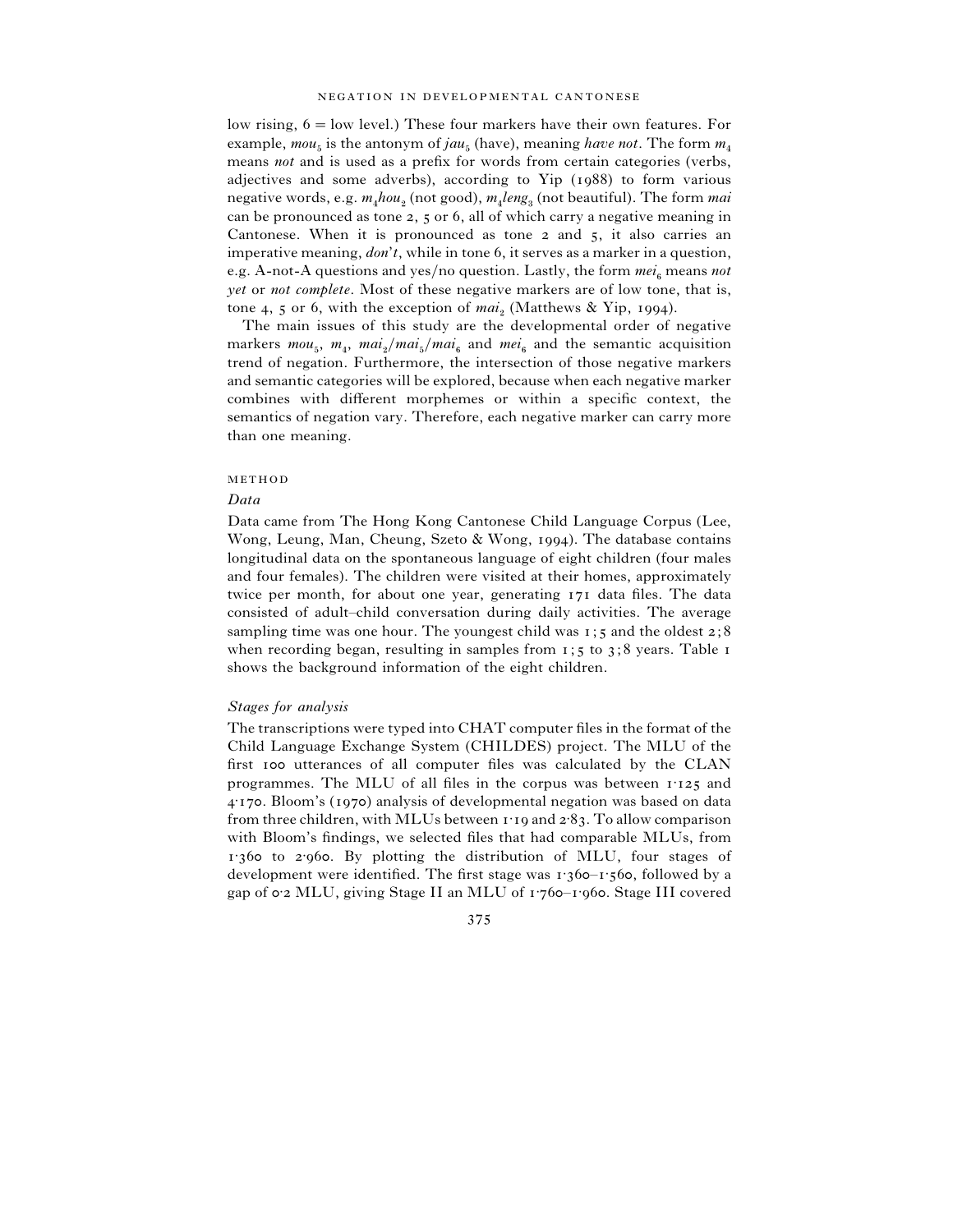low rising, 6 = low level.) These four markers have their own features. For example, *mou*$_5$ is the antonym of *jau*$_5$ (have), meaning *have not*. The form *m*$_4$ means *not* and is used as a prefix for words from certain categories (verbs, adjectives and some adverbs), according to Yip (1988) to form various negative words, e.g. *m*$_4$*hou*$_2$ (not good), *m*$_4$*leng*$_3$ (not beautiful). The form *mai* can be pronounced as tone 2, 5 or 6, all of which carry a negative meaning in Cantonese. When it is pronounced as tone 2 and 5, it also carries an imperative meaning, *don't*, while in tone 6, it serves as a marker in a question, e.g. A-not-A questions and yes/no question. Lastly, the form *mei*$_6$ means *not yet* or *not complete*. Most of these negative markers are of low tone, that is, tone 4, 5 or 6, with the exception of *mai*$_2$ (Matthews & Yip, 1994).

The main issues of this study are the developmental order of negative markers *mou*$_5$, *m*$_4$, *mai*$_2$/*mai*$_5$/*mai*$_6$ and *mei*$_6$ and the semantic acquisition trend of negation. Furthermore, the intersection of those negative markers and semantic categories will be explored, because when each negative marker combines with different morphemes or within a specific context, the semantics of negation vary. Therefore, each negative marker can carry more than one meaning.

## METHOD

### *Data*

Data came from The Hong Kong Cantonese Child Language Corpus (Lee, Wong, Leung, Man, Cheung, Szeto & Wong, 1994). The database contains longitudinal data on the spontaneous language of eight children (four males and four females). The children were visited at their homes, approximately twice per month, for about one year, generating 171 data files. The data consisted of adult–child conversation during daily activities. The average sampling time was one hour. The youngest child was 1;5 and the oldest 2;8 when recording began, resulting in samples from 1;5 to 3;8 years. Table 1 shows the background information of the eight children.

### *Stages for analysis*

The transcriptions were typed into CHAT computer files in the format of the Child Language Exchange System (CHILDES) project. The MLU of the first 100 utterances of all computer files was calculated by the CLAN programmes. The MLU of all files in the corpus was between 1·125 and 4·170. Bloom's (1970) analysis of developmental negation was based on data from three children, with MLUs between 1·19 and 2·83. To allow comparison with Bloom's findings, we selected files that had comparable MLUs, from 1·360 to 2·960. By plotting the distribution of MLU, four stages of development were identified. The first stage was 1·360–1·560, followed by a gap of 0·2 MLU, giving Stage II an MLU of 1·760–1·960. Stage III covered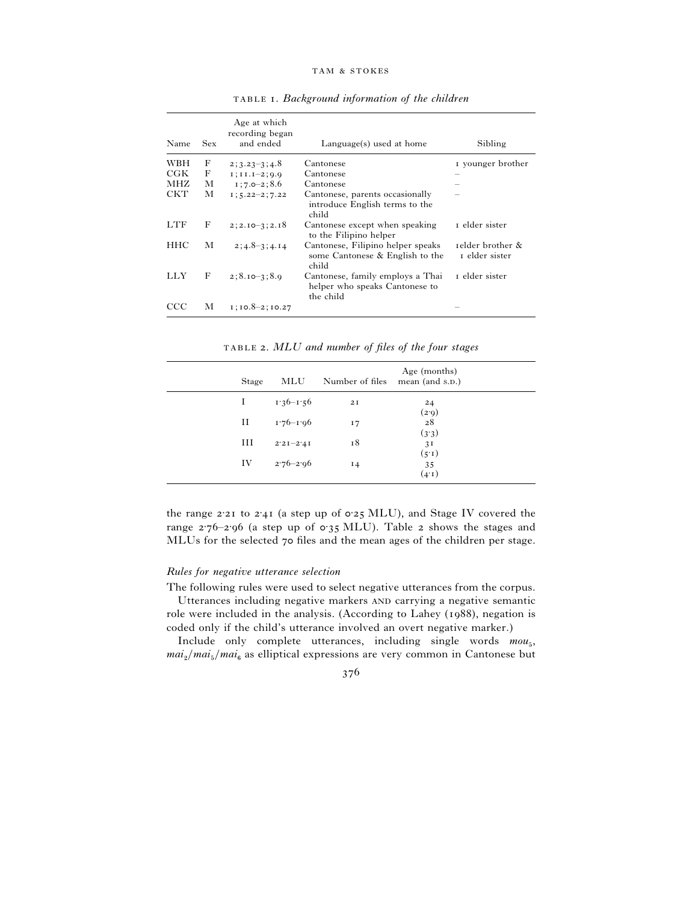TABLE 1. *Background information of the children*

| Name | Sex | Age at which recording began and ended | Language(s) used at home | Sibling |
|---|---|---|---|---|
| WBH | F | 2;3.23–3;4.8 | Cantonese | 1 younger brother |
| CGK | F | 1;11.1–2;9.9 | Cantonese | – |
| MHZ | M | 1;7.0–2;8.6 | Cantonese | – |
| CKT | M | 1;5.22–2;7.22 | Cantonese, parents occasionally introduce English terms to the child | – |
| LTF | F | 2;2.10–3;2.18 | Cantonese except when speaking to the Filipino helper | 1 elder sister |
| HHC | M | 2;4.8–3;4.14 | Cantonese, Filipino helper speaks some Cantonese & English to the child | 1 elder brother & 1 elder sister |
| LLY | F | 2;8.10–3;8.9 | Cantonese, family employs a Thai helper who speaks Cantonese to the child | 1 elder sister |
| CCC | M | 1;10.8–2;10.27 | | – |

TABLE 2. *MLU and number of files of the four stages*

| Stage | MLU | Number of files | Age (months) mean (and S.D.) |
|---|---|---|---|
| I | 1·36–1·56 | 21 | 24 (2·9) |
| II | 1·76–1·96 | 17 | 28 (3·3) |
| III | 2·21–2·41 | 18 | 31 (5·1) |
| IV | 2·76–2·96 | 14 | 35 (4·1) |

the range 2·21 to 2·41 (a step up of 0·25 MLU), and Stage IV covered the range 2·76–2·96 (a step up of 0·35 MLU). Table 2 shows the stages and MLUs for the selected 70 files and the mean ages of the children per stage.

### *Rules for negative utterance selection*

The following rules were used to select negative utterances from the corpus.

Utterances including negative markers AND carrying a negative semantic role were included in the analysis. (According to Lahey (1988), negation is coded only if the child's utterance involved an overt negative marker.)

Include only complete utterances, including single words $mou_5$, $mai_2$/$mai_5$/$mai_6$ as elliptical expressions are very common in Cantonese but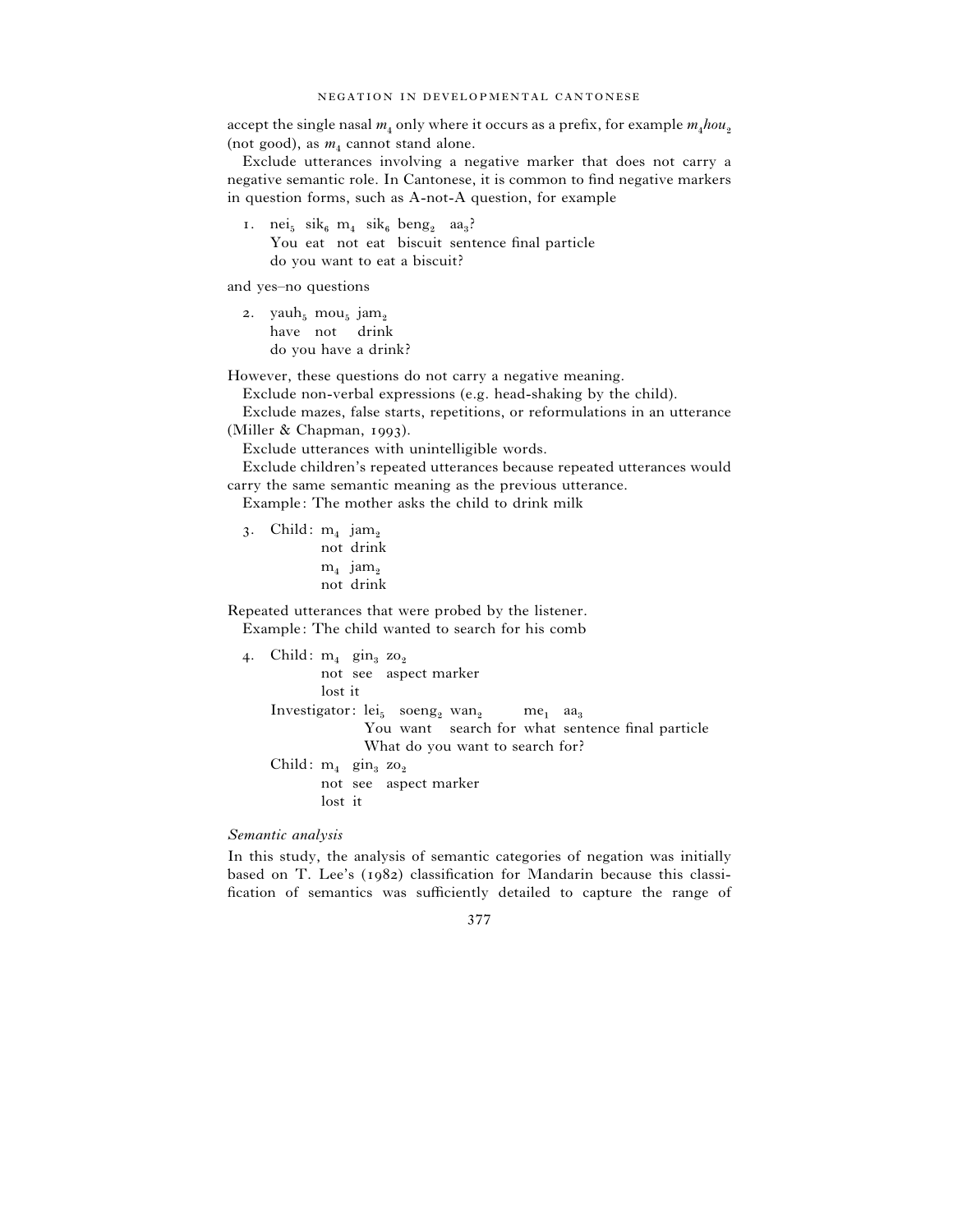accept the single nasal $m_4$ only where it occurs as a prefix, for example $m_4hou_2$ (not good), as $m_4$ cannot stand alone.

Exclude utterances involving a negative marker that does not carry a negative semantic role. In Cantonese, it is common to find negative markers in question forms, such as A-not-A question, for example

1. $nei_5$ $sik_6$ $m_4$ $sik_6$ $beng_2$ $aa_3$?
   You eat not eat biscuit sentence final particle
   do you want to eat a biscuit?

and yes–no questions

2. $yauh_5$ $mou_5$ $jam_2$
   have not drink
   do you have a drink?

However, these questions do not carry a negative meaning.

Exclude non-verbal expressions (e.g. head-shaking by the child).

Exclude mazes, false starts, repetitions, or reformulations in an utterance (Miller & Chapman, 1993).

Exclude utterances with unintelligible words.

Exclude children's repeated utterances because repeated utterances would carry the same semantic meaning as the previous utterance.

Example: The mother asks the child to drink milk

3. Child: $m_4$ $jam_2$
   not drink
   $m_4$ $jam_2$
   not drink

Repeated utterances that were probed by the listener.

Example: The child wanted to search for his comb

4. Child: $m_4$ $gin_3$ $zo_2$
   not see aspect marker
   lost it
   Investigator: $lei_5$ $soeng_2$ $wan_2$ $me_1$ $aa_3$
   You want search for what sentence final particle
   What do you want to search for?
   Child: $m_4$ $gin_3$ $zo_2$
   not see aspect marker
   lost it

*Semantic analysis*

In this study, the analysis of semantic categories of negation was initially based on T. Lee's (1982) classification for Mandarin because this classification of semantics was sufficiently detailed to capture the range of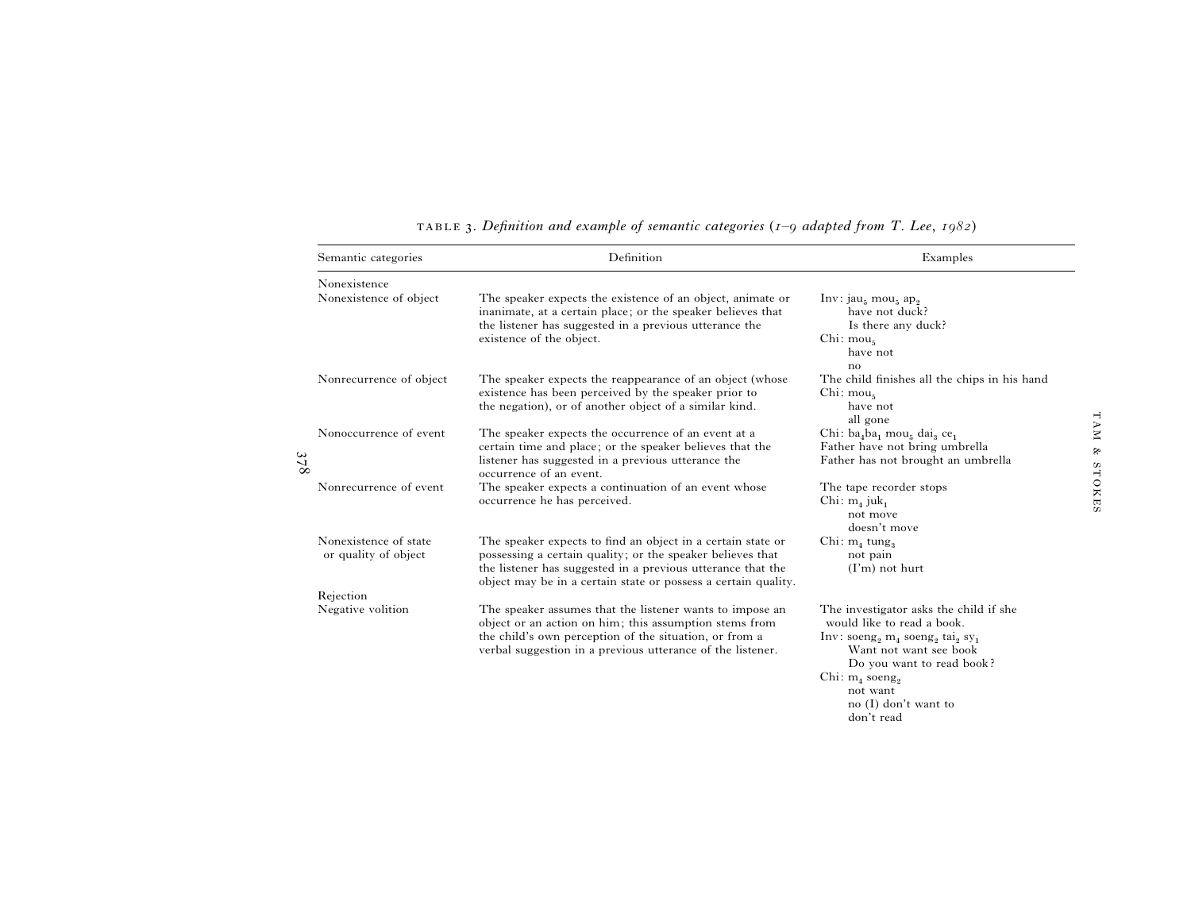TABLE 3. *Definition and example of semantic categories (1–9 adapted from T. Lee, 1982)*

| Semantic categories | Definition | Examples |
|---|---|---|
| Nonexistence | | |
| Nonexistence of object | The speaker expects the existence of an object, animate or inanimate, at a certain place; or the speaker believes that the listener has suggested in a previous utterance the existence of the object. | Inv: $jau_5$ $mou_5$ $ap_2$ <br> have not duck? <br> Is there any duck? <br> Chi: $mou_5$ <br> have not <br> no |
| Nonrecurrence of object | The speaker expects the reappearance of an object (whose existence has been perceived by the speaker prior to the negation), or of another object of a similar kind. | The child finishes all the chips in his hand <br> Chi: $mou_5$ <br> have not <br> all gone |
| Nonoccurrence of event | The speaker expects the occurrence of an event at a certain time and place; or the speaker believes that the listener has suggested in a previous utterance the occurrence of an event. | Chi: $ba_4ba_1$ $mou_5$ $dai_3$ $ce_1$ <br> Father have not bring umbrella <br> Father has not brought an umbrella |
| Nonrecurrence of event | The speaker expects a continuation of an event whose occurrence he has perceived. | The tape recorder stops <br> Chi: $m_4$ $juk_1$ <br> not move <br> doesn't move |
| Nonexistence of state or quality of object | The speaker expects to find an object in a certain state or possessing a certain quality; or the speaker believes that the listener has suggested in a previous utterance that the object may be in a certain state or possess a certain quality. | Chi: $m_4$ $tung_3$ <br> not pain <br> (I'm) not hurt |
| Rejection | | |
| Negative volition | The speaker assumes that the listener wants to impose an object or an action on him; this assumption stems from the child's own perception of the situation, or from a verbal suggestion in a previous utterance of the listener. | The investigator asks the child if she would like to read a book. <br> Inv: $soeng_2$ $m_4$ $soeng_2$ $tai_2$ $sy_1$ <br> Want not want see book <br> Do you want to read book? <br> Chi: $m_4$ $soeng_2$ <br> not want <br> no (I) don't want to <br> don't read |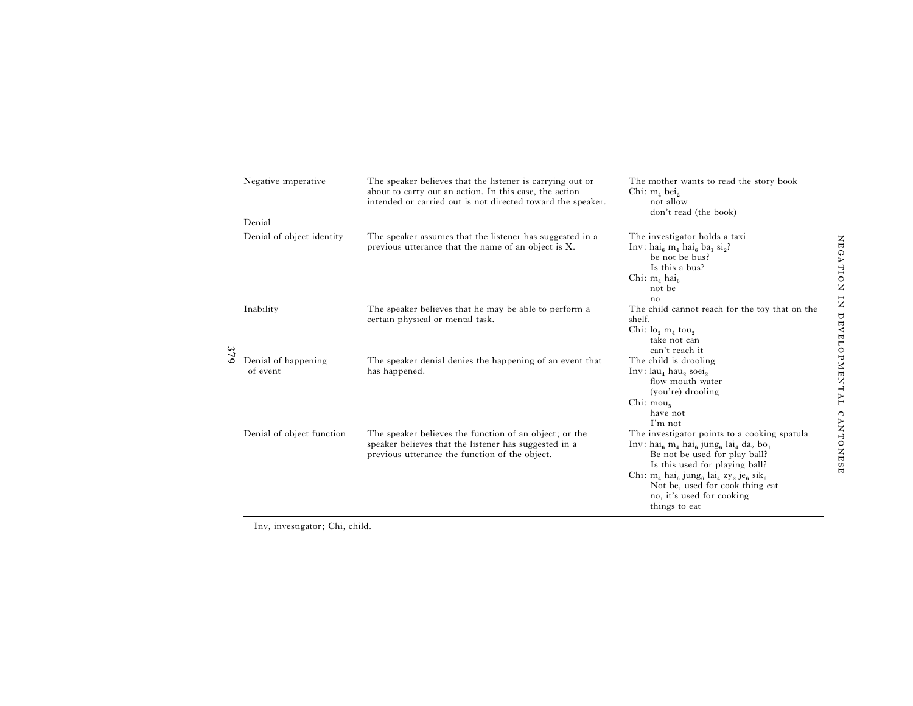| | | |
|---|---|---|
| Negative imperative | The speaker believes that the listener is carrying out or about to carry out an action. In this case, the action intended or carried out is not directed toward the speaker. | The mother wants to read the story book<br>Chi: $m_4$ $bei_2$<br>not allow<br>don't read (the book) |
| Denial | | |
| Denial of object identity | The speaker assumes that the listener has suggested in a previous utterance that the name of an object is X. | The investigator holds a taxi<br>Inv: $hai_6$ $m_4$ $hai_6$ $ba_1$ $si_2$?<br>be not be bus?<br>Is this a bus?<br>Chi: $m_4$ $hai_6$<br>not be<br>no |
| Inability | The speaker believes that he may be able to perform a certain physical or mental task. | The child cannot reach for the toy that on the shelf.<br>Chi: $lo_2$ $m_4$ $tou_2$<br>take not can<br>can't reach it |
| Denial of happening of event | The speaker denial denies the happening of an event that has happened. | The child is drooling<br>Inv: $lau_4$ $hau_2$ $soei_2$<br>flow mouth water<br>(you're) drooling<br>Chi: $mou_5$<br>have not<br>I'm not |
| Denial of object function | The speaker believes the function of an object; or the speaker believes that the listener has suggested in a previous utterance the function of the object. | The investigator points to a cooking spatula<br>Inv: $hai_6$ $m_4$ $hai_6$ $jung_6$ $lai_4$ $da_2$ $bo_1$<br>Be not be used for play ball?<br>Is this used for playing ball?<br>Chi: $m_4$ $hai_6$ $jung_6$ $lai_4$ $zy_2$ $je_6$ $sik_6$<br>Not be, used for cook thing eat<br>no, it's used for cooking things to eat |

Inv, investigator; Chi, child.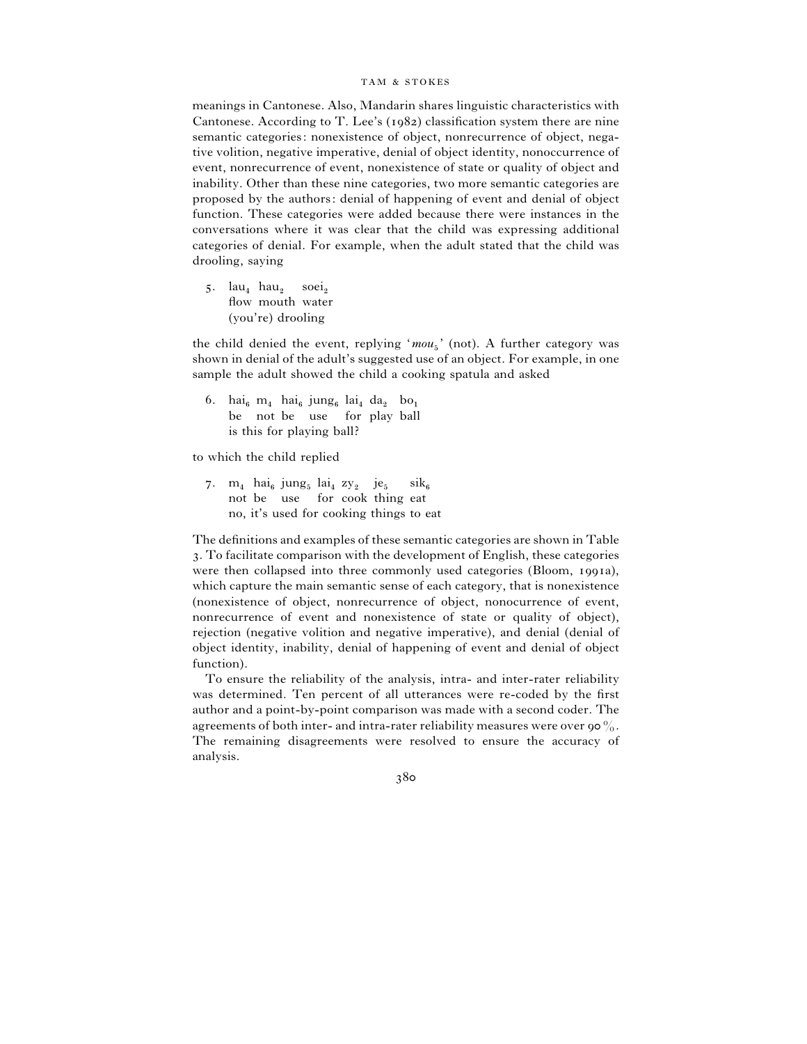meanings in Cantonese. Also, Mandarin shares linguistic characteristics with Cantonese. According to T. Lee's (1982) classification system there are nine semantic categories: nonexistence of object, nonrecurrence of object, negative volition, negative imperative, denial of object identity, nonoccurrence of event, nonrecurrence of event, nonexistence of state or quality of object and inability. Other than these nine categories, two more semantic categories are proposed by the authors: denial of happening of event and denial of object function. These categories were added because there were instances in the conversations where it was clear that the child was expressing additional categories of denial. For example, when the adult stated that the child was drooling, saying

5. $\text{lau}_4$ $\text{hau}_2$ $\text{soei}_2$
   flow mouth water
   (you're) drooling

the child denied the event, replying '*mou*$_5$' (not). A further category was shown in denial of the adult's suggested use of an object. For example, in one sample the adult showed the child a cooking spatula and asked

6. $\text{hai}_6$ $\text{m}_4$ $\text{hai}_6$ $\text{jung}_6$ $\text{lai}_4$ $\text{da}_2$ $\text{bo}_1$
   be not be use for play ball
   is this for playing ball?

to which the child replied

7. $\text{m}_4$ $\text{hai}_6$ $\text{jung}_5$ $\text{lai}_4$ $\text{zy}_2$ $\text{je}_5$ $\text{sik}_6$
   not be use for cook thing eat
   no, it's used for cooking things to eat

The definitions and examples of these semantic categories are shown in Table 3. To facilitate comparison with the development of English, these categories were then collapsed into three commonly used categories (Bloom, 1991a), which capture the main semantic sense of each category, that is nonexistence (nonexistence of object, nonrecurrence of object, nonocurrence of event, nonrecurrence of event and nonexistence of state or quality of object), rejection (negative volition and negative imperative), and denial (denial of object identity, inability, denial of happening of event and denial of object function).

To ensure the reliability of the analysis, intra- and inter-rater reliability was determined. Ten percent of all utterances were re-coded by the first author and a point-by-point comparison was made with a second coder. The agreements of both inter- and intra-rater reliability measures were over 90%. The remaining disagreements were resolved to ensure the accuracy of analysis.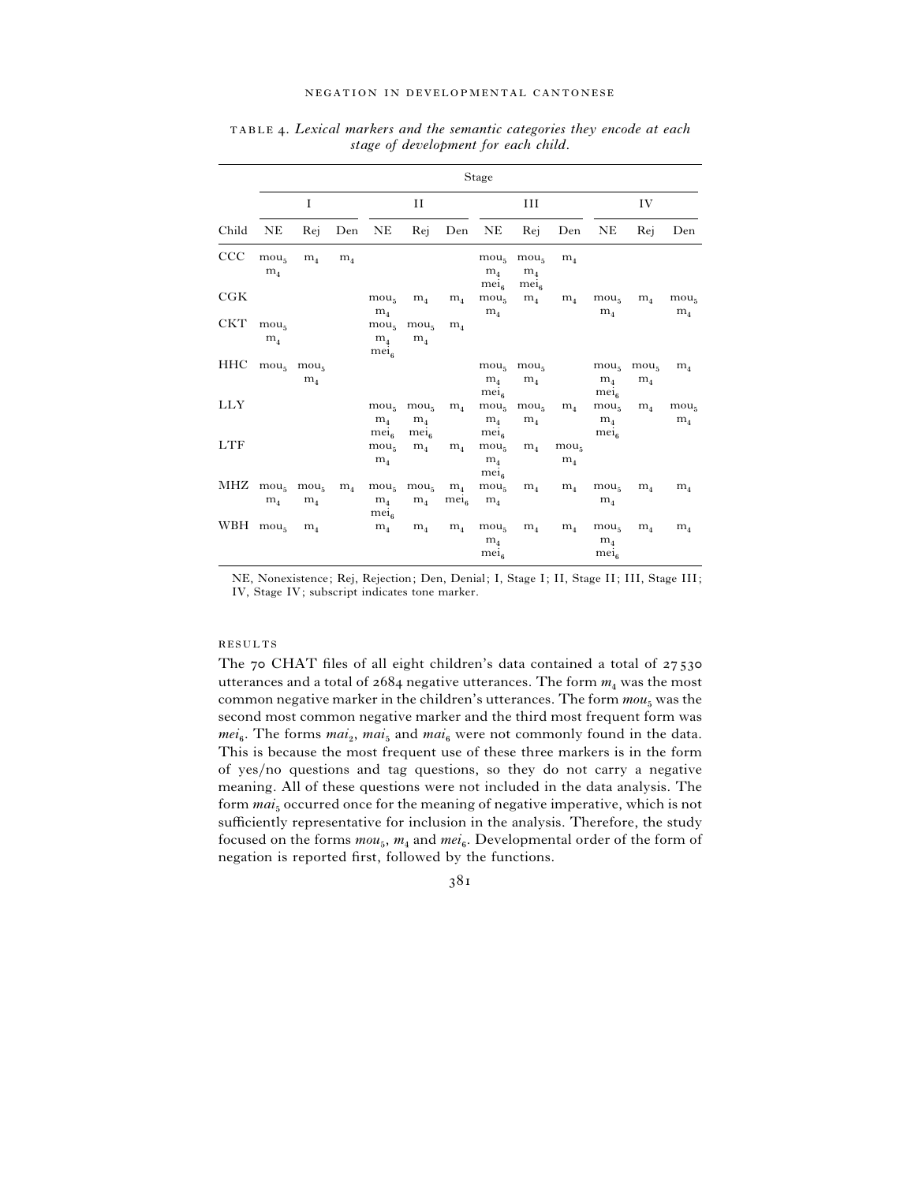TABLE 4. *Lexical markers and the semantic categories they encode at each stage of development for each child.*

| | Stage | | | | | | | | | | | |
|---|---|---|---|---|---|---|---|---|---|---|---|---|
| | I | | | II | | | III | | | IV | | |
| Child | NE | Rej | Den | NE | Rej | Den | NE | Rej | Den | NE | Rej | Den |
| CCC | $mou_5$ $m_4$ | $m_4$ | $m_4$ | | | | $mou_5$ $m_4$ $mei_6$ | $mou_5$ $m_4$ $mei_6$ | $m_4$ | | | |
| CGK | | | | $mou_5$ $m_4$ | $m_4$ | $m_4$ | $mou_5$ $m_4$ | $m_4$ | $m_4$ | $mou_5$ $m_4$ | $m_4$ | $mou_5$ $m_4$ |
| CKT | $mou_5$ $m_4$ | | | $mou_5$ $m_4$ $mei_6$ | $mou_5$ $m_4$ | $m_4$ | | | | | | |
| HHC | $mou_5$ | $mou_5$ $m_4$ | | | | | $mou_5$ $m_4$ $mei_6$ | $mou_5$ $m_4$ | | $mou_5$ $m_4$ $mei_6$ | $mou_5$ $m_4$ | $m_4$ |
| LLY | | | | $mou_5$ $m_4$ $mei_6$ | $mou_5$ $m_4$ $mei_6$ | $m_4$ | $mou_5$ $m_4$ $mei_6$ | $mou_5$ $m_4$ | $m_4$ | $mou_5$ $m_4$ $mei_6$ | $m_4$ | $mou_5$ $m_4$ |
| LTF | | | | $mou_5$ $m_4$ | $m_4$ | $m_4$ | $mou_5$ $m_4$ $mei_6$ | $m_4$ | $mou_5$ $m_4$ | | | |
| MHZ | $mou_5$ $m_4$ | $mou_5$ $m_4$ | $m_4$ | $mou_5$ $m_4$ $mei_6$ | $mou_5$ $m_4$ | $m_4$ $mei_6$ | $mou_5$ $m_4$ | $m_4$ | $m_4$ | $mou_5$ $m_4$ | $m_4$ | $m_4$ |
| WBH | $mou_5$ | $m_4$ | | $m_4$ | $m_4$ | $m_4$ | $mou_5$ $m_4$ $mei_6$ | $m_4$ | $m_4$ | $mou_5$ $m_4$ $mei_6$ | $m_4$ | $m_4$ |

NE, Nonexistence; Rej, Rejection; Den, Denial; I, Stage I; II, Stage II; III, Stage III; IV, Stage IV; subscript indicates tone marker.

## RESULTS

The 70 CHAT files of all eight children's data contained a total of 27 530 utterances and a total of 2684 negative utterances. The form $m_4$ was the most common negative marker in the children's utterances. The form $mou_5$ was the second most common negative marker and the third most frequent form was $mei_6$. The forms $mai_2$, $mai_5$ and $mai_6$ were not commonly found in the data. This is because the most frequent use of these three markers is in the form of yes/no questions and tag questions, so they do not carry a negative meaning. All of these questions were not included in the data analysis. The form $mai_5$ occurred once for the meaning of negative imperative, which is not sufficiently representative for inclusion in the analysis. Therefore, the study focused on the forms $mou_5$, $m_4$ and $mei_6$. Developmental order of the form of negation is reported first, followed by the functions.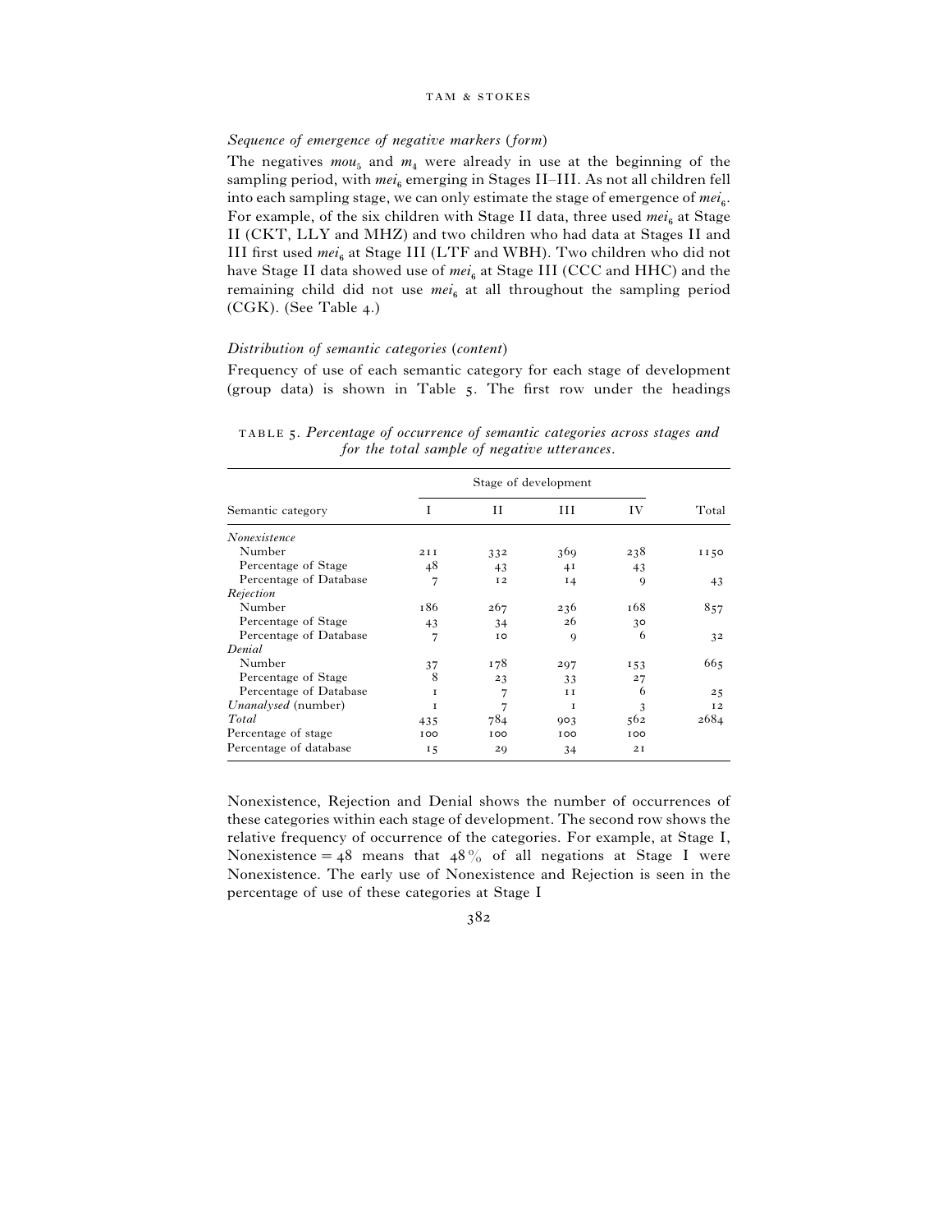### *Sequence of emergence of negative markers (form)*

The negatives $mou_5$ and $m_4$ were already in use at the beginning of the sampling period, with $mei_6$ emerging in Stages II–III. As not all children fell into each sampling stage, we can only estimate the stage of emergence of $mei_6$. For example, of the six children with Stage II data, three used $mei_6$ at Stage II (CKT, LLY and MHZ) and two children who had data at Stages II and III first used $mei_6$ at Stage III (LTF and WBH). Two children who did not have Stage II data showed use of $mei_6$ at Stage III (CCC and HHC) and the remaining child did not use $mei_6$ at all throughout the sampling period (CGK). (See Table 4.)

### *Distribution of semantic categories (content)*

Frequency of use of each semantic category for each stage of development (group data) is shown in Table 5. The first row under the headings

TABLE 5. *Percentage of occurrence of semantic categories across stages and for the total sample of negative utterances.*

| | Stage of development | | | | |
|---|---|---|---|---|---|
| Semantic category | I | II | III | IV | Total |
| *Nonexistence* | | | | | |
| Number | 211 | 332 | 369 | 238 | 1150 |
| Percentage of Stage | 48 | 43 | 41 | 43 | |
| Percentage of Database | 7 | 12 | 14 | 9 | 43 |
| *Rejection* | | | | | |
| Number | 186 | 267 | 236 | 168 | 857 |
| Percentage of Stage | 43 | 34 | 26 | 30 | |
| Percentage of Database | 7 | 10 | 9 | 6 | 32 |
| *Denial* | | | | | |
| Number | 37 | 178 | 297 | 153 | 665 |
| Percentage of Stage | 8 | 23 | 33 | 27 | |
| Percentage of Database | 1 | 7 | 11 | 6 | 25 |
| *Unanalysed* (number) | 1 | 7 | 1 | 3 | 12 |
| *Total* | 435 | 784 | 903 | 562 | 2684 |
| Percentage of stage | 100 | 100 | 100 | 100 | |
| Percentage of database | 15 | 29 | 34 | 21 | |

Nonexistence, Rejection and Denial shows the number of occurrences of these categories within each stage of development. The second row shows the relative frequency of occurrence of the categories. For example, at Stage I, Nonexistence = 48 means that 48% of all negations at Stage I were Nonexistence. The early use of Nonexistence and Rejection is seen in the percentage of use of these categories at Stage I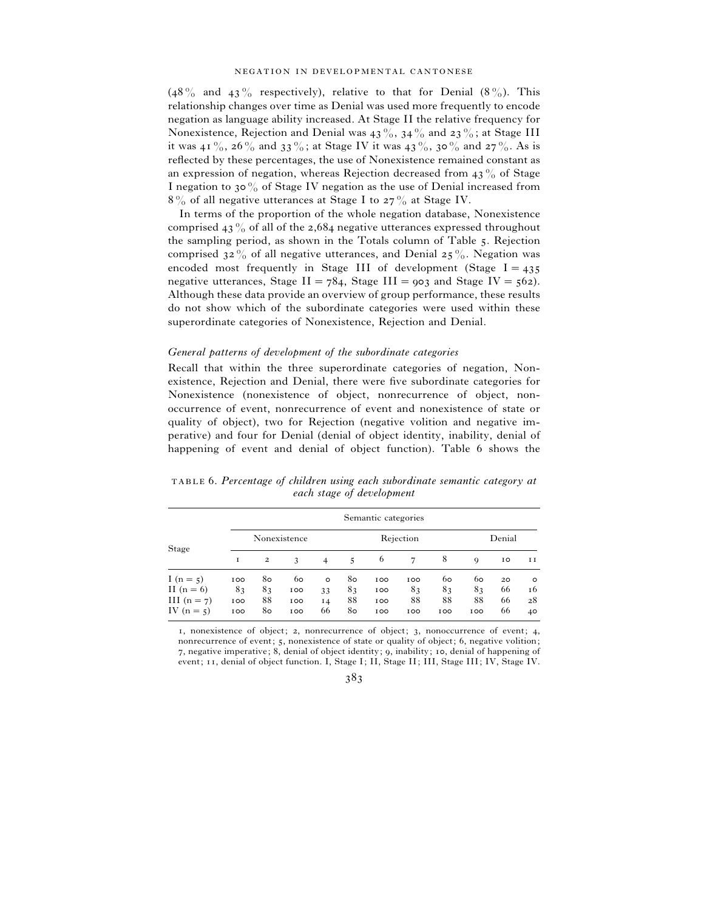(48% and 43% respectively), relative to that for Denial (8%). This relationship changes over time as Denial was used more frequently to encode negation as language ability increased. At Stage II the relative frequency for Nonexistence, Rejection and Denial was 43%, 34% and 23%; at Stage III it was 41%, 26% and 33%; at Stage IV it was 43%, 30% and 27%. As is reflected by these percentages, the use of Nonexistence remained constant as an expression of negation, whereas Rejection decreased from 43% of Stage I negation to 30% of Stage IV negation as the use of Denial increased from 8% of all negative utterances at Stage I to 27% at Stage IV.

In terms of the proportion of the whole negation database, Nonexistence comprised 43% of all of the 2,684 negative utterances expressed throughout the sampling period, as shown in the Totals column of Table 5. Rejection comprised 32% of all negative utterances, and Denial 25%. Negation was encoded most frequently in Stage III of development (Stage I = 435 negative utterances, Stage II = 784, Stage III = 903 and Stage IV = 562). Although these data provide an overview of group performance, these results do not show which of the subordinate categories were used within these superordinate categories of Nonexistence, Rejection and Denial.

### *General patterns of development of the subordinate categories*

Recall that within the three superordinate categories of negation, Nonexistence, Rejection and Denial, there were five subordinate categories for Nonexistence (nonexistence of object, nonrecurrence of object, nonoccurrence of event, nonrecurrence of event and nonexistence of state or quality of object), two for Rejection (negative volition and negative imperative) and four for Denial (denial of object identity, inability, denial of happening of event and denial of object function). Table 6 shows the

TABLE 6. *Percentage of children using each subordinate semantic category at each stage of development*

| Stage | Semantic categories | | | | | | | | | | |
|---|---|---|---|---|---|---|---|---|---|---|---|
| | Nonexistence | | | | | Rejection | | Denial | | | |
| | 1 | 2 | 3 | 4 | 5 | 6 | 7 | 8 | 9 | 10 | 11 |
| I (n = 5) | 100 | 80 | 60 | 0 | 80 | 100 | 100 | 60 | 60 | 20 | 0 |
| II (n = 6) | 83 | 83 | 100 | 33 | 83 | 100 | 83 | 83 | 83 | 66 | 16 |
| III (n = 7) | 100 | 88 | 100 | 14 | 88 | 100 | 88 | 88 | 88 | 66 | 28 |
| IV (n = 5) | 100 | 80 | 100 | 66 | 80 | 100 | 100 | 100 | 100 | 66 | 40 |

1, nonexistence of object; 2, nonrecurrence of object; 3, nonoccurrence of event; 4, nonrecurrence of event; 5, nonexistence of state or quality of object; 6, negative volition; 7, negative imperative; 8, denial of object identity; 9, inability; 10, denial of happening of event; 11, denial of object function. I, Stage I; II, Stage II; III, Stage III; IV, Stage IV.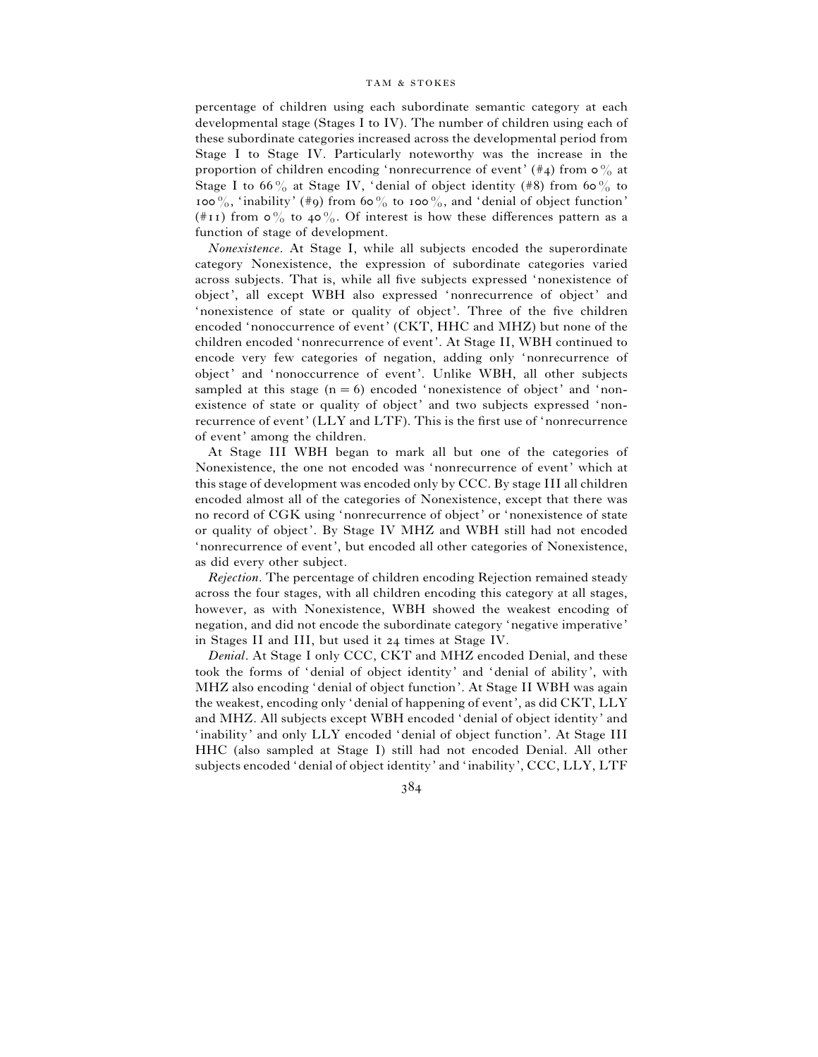percentage of children using each subordinate semantic category at each developmental stage (Stages I to IV). The number of children using each of these subordinate categories increased across the developmental period from Stage I to Stage IV. Particularly noteworthy was the increase in the proportion of children encoding 'nonrecurrence of event' (#4) from 0% at Stage I to 66% at Stage IV, 'denial of object identity (#8) from 60% to 100%, 'inability' (#9) from 60% to 100%, and 'denial of object function' (#11) from 0% to 40%. Of interest is how these differences pattern as a function of stage of development.

*Nonexistence*. At Stage I, while all subjects encoded the superordinate category Nonexistence, the expression of subordinate categories varied across subjects. That is, while all five subjects expressed 'nonexistence of object', all except WBH also expressed 'nonrecurrence of object' and 'nonexistence of state or quality of object'. Three of the five children encoded 'nonoccurrence of event' (CKT, HHC and MHZ) but none of the children encoded 'nonrecurrence of event'. At Stage II, WBH continued to encode very few categories of negation, adding only 'nonrecurrence of object' and 'nonoccurrence of event'. Unlike WBH, all other subjects sampled at this stage ($n = 6$) encoded 'nonexistence of object' and 'nonexistence of state or quality of object' and two subjects expressed 'nonrecurrence of event' (LLY and LTF). This is the first use of 'nonrecurrence of event' among the children.

At Stage III WBH began to mark all but one of the categories of Nonexistence, the one not encoded was 'nonrecurrence of event' which at this stage of development was encoded only by CCC. By stage III all children encoded almost all of the categories of Nonexistence, except that there was no record of CGK using 'nonrecurrence of object' or 'nonexistence of state or quality of object'. By Stage IV MHZ and WBH still had not encoded 'nonrecurrence of event', but encoded all other categories of Nonexistence, as did every other subject.

*Rejection*. The percentage of children encoding Rejection remained steady across the four stages, with all children encoding this category at all stages, however, as with Nonexistence, WBH showed the weakest encoding of negation, and did not encode the subordinate category 'negative imperative' in Stages II and III, but used it 24 times at Stage IV.

*Denial*. At Stage I only CCC, CKT and MHZ encoded Denial, and these took the forms of 'denial of object identity' and 'denial of ability', with MHZ also encoding 'denial of object function'. At Stage II WBH was again the weakest, encoding only 'denial of happening of event', as did CKT, LLY and MHZ. All subjects except WBH encoded 'denial of object identity' and 'inability' and only LLY encoded 'denial of object function'. At Stage III HHC (also sampled at Stage I) still had not encoded Denial. All other subjects encoded 'denial of object identity' and 'inability', CCC, LLY, LTF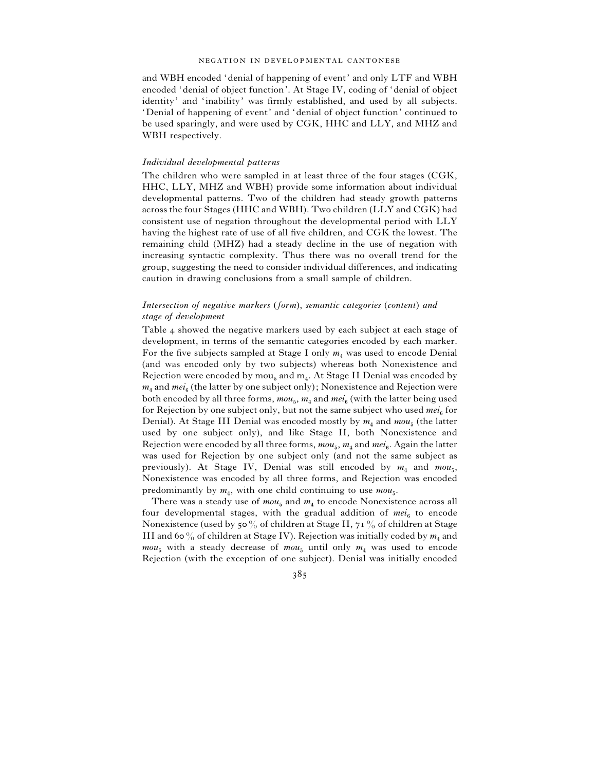and WBH encoded 'denial of happening of event' and only LTF and WBH encoded 'denial of object function'. At Stage IV, coding of 'denial of object identity' and 'inability' was firmly established, and used by all subjects. 'Denial of happening of event' and 'denial of object function' continued to be used sparingly, and were used by CGK, HHC and LLY, and MHZ and WBH respectively.

### *Individual developmental patterns*

The children who were sampled in at least three of the four stages (CGK, HHC, LLY, MHZ and WBH) provide some information about individual developmental patterns. Two of the children had steady growth patterns across the four Stages (HHC and WBH). Two children (LLY and CGK) had consistent use of negation throughout the developmental period with LLY having the highest rate of use of all five children, and CGK the lowest. The remaining child (MHZ) had a steady decline in the use of negation with increasing syntactic complexity. Thus there was no overall trend for the group, suggesting the need to consider individual differences, and indicating caution in drawing conclusions from a small sample of children.

### *Intersection of negative markers (form), semantic categories (content) and stage of development*

Table 4 showed the negative markers used by each subject at each stage of development, in terms of the semantic categories encoded by each marker. For the five subjects sampled at Stage I only $m_4$ was used to encode Denial (and was encoded only by two subjects) whereas both Nonexistence and Rejection were encoded by $mou_5$ and $m_4$. At Stage II Denial was encoded by $m_4$ and $mei_6$ (the latter by one subject only); Nonexistence and Rejection were both encoded by all three forms, $mou_5$, $m_4$ and $mei_6$ (with the latter being used for Rejection by one subject only, but not the same subject who used $mei_6$ for Denial). At Stage III Denial was encoded mostly by $m_4$ and $mou_5$ (the latter used by one subject only), and like Stage II, both Nonexistence and Rejection were encoded by all three forms, $mou_5$, $m_4$ and $mei_6$. Again the latter was used for Rejection by one subject only (and not the same subject as previously). At Stage IV, Denial was still encoded by $m_4$ and $mou_5$, Nonexistence was encoded by all three forms, and Rejection was encoded predominantly by $m_4$, with one child continuing to use $mou_5$.

There was a steady use of $mou_5$ and $m_4$ to encode Nonexistence across all four developmental stages, with the gradual addition of $mei_6$ to encode Nonexistence (used by 50% of children at Stage II, 71% of children at Stage III and 60% of children at Stage IV). Rejection was initially coded by $m_4$ and $mou_5$ with a steady decrease of $mou_5$ until only $m_4$ was used to encode Rejection (with the exception of one subject). Denial was initially encoded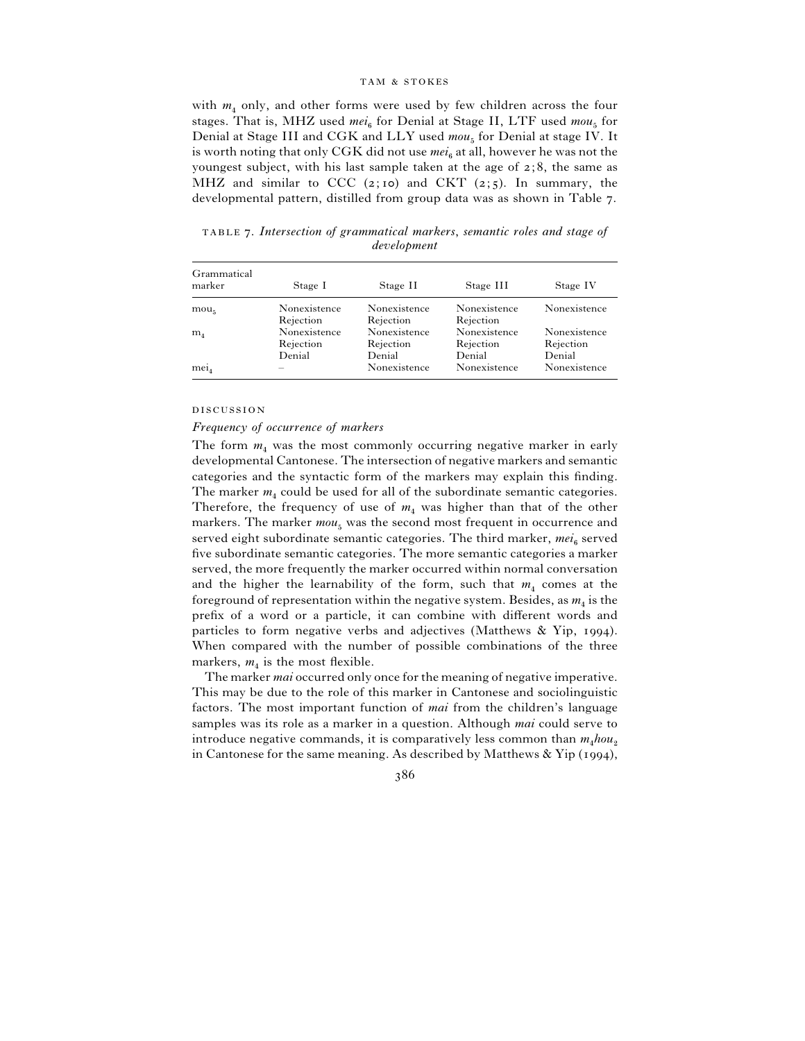with $m_4$ only, and other forms were used by few children across the four stages. That is, MHZ used $mei_6$ for Denial at Stage II, LTF used $mou_5$ for Denial at Stage III and CGK and LLY used $mou_5$ for Denial at stage IV. It is worth noting that only CGK did not use $mei_6$ at all, however he was not the youngest subject, with his last sample taken at the age of 2;8, the same as MHZ and similar to CCC (2;10) and CKT (2;5). In summary, the developmental pattern, distilled from group data was as shown in Table 7.

TABLE 7. *Intersection of grammatical markers, semantic roles and stage of development*

| Grammatical marker | Stage I | Stage II | Stage III | Stage IV |
|---|---|---|---|---|
| $mou_5$ | Nonexistence<br>Rejection | Nonexistence<br>Rejection | Nonexistence<br>Rejection | Nonexistence |
| $m_4$ | Nonexistence<br>Rejection<br>Denial | Nonexistence<br>Rejection<br>Denial | Nonexistence<br>Rejection<br>Denial | Nonexistence<br>Rejection<br>Denial |
| $mei_4$ | – | Nonexistence | Nonexistence | Nonexistence |

## DISCUSSION

### *Frequency of occurrence of markers*

The form $m_4$ was the most commonly occurring negative marker in early developmental Cantonese. The intersection of negative markers and semantic categories and the syntactic form of the markers may explain this finding. The marker $m_4$ could be used for all of the subordinate semantic categories. Therefore, the frequency of use of $m_4$ was higher than that of the other markers. The marker $mou_5$ was the second most frequent in occurrence and served eight subordinate semantic categories. The third marker, $mei_6$ served five subordinate semantic categories. The more semantic categories a marker served, the more frequently the marker occurred within normal conversation and the higher the learnability of the form, such that $m_4$ comes at the foreground of representation within the negative system. Besides, as $m_4$ is the prefix of a word or a particle, it can combine with different words and particles to form negative verbs and adjectives (Matthews & Yip, 1994). When compared with the number of possible combinations of the three markers, $m_4$ is the most flexible.

The marker *mai* occurred only once for the meaning of negative imperative. This may be due to the role of this marker in Cantonese and sociolinguistic factors. The most important function of *mai* from the children's language samples was its role as a marker in a question. Although *mai* could serve to introduce negative commands, it is comparatively less common than $m_4hou_2$ in Cantonese for the same meaning. As described by Matthews & Yip (1994),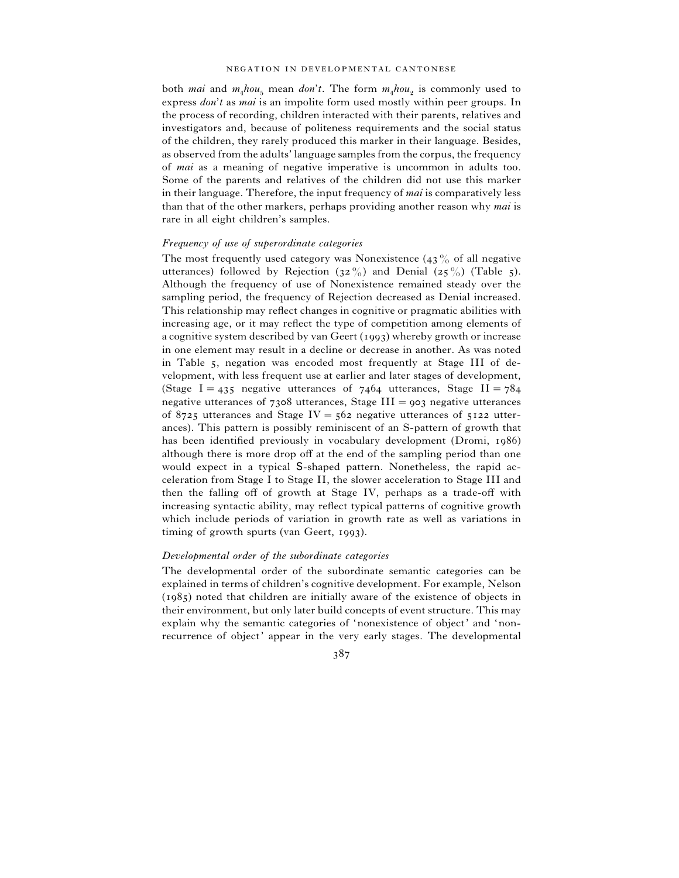both *mai* and $m_4hou_5$ mean *don't*. The form $m_4hou_2$ is commonly used to express *don't* as *mai* is an impolite form used mostly within peer groups. In the process of recording, children interacted with their parents, relatives and investigators and, because of politeness requirements and the social status of the children, they rarely produced this marker in their language. Besides, as observed from the adults' language samples from the corpus, the frequency of *mai* as a meaning of negative imperative is uncommon in adults too. Some of the parents and relatives of the children did not use this marker in their language. Therefore, the input frequency of *mai* is comparatively less than that of the other markers, perhaps providing another reason why *mai* is rare in all eight children's samples.

### *Frequency of use of superordinate categories*

The most frequently used category was Nonexistence (43% of all negative utterances) followed by Rejection (32%) and Denial (25%) (Table 5). Although the frequency of use of Nonexistence remained steady over the sampling period, the frequency of Rejection decreased as Denial increased. This relationship may reflect changes in cognitive or pragmatic abilities with increasing age, or it may reflect the type of competition among elements of a cognitive system described by van Geert (1993) whereby growth or increase in one element may result in a decline or decrease in another. As was noted in Table 5, negation was encoded most frequently at Stage III of development, with less frequent use at earlier and later stages of development, (Stage I = 435 negative utterances of 7464 utterances, Stage II = 784 negative utterances of 7308 utterances, Stage III = 903 negative utterances of 8725 utterances and Stage IV = 562 negative utterances of 5122 utterances). This pattern is possibly reminiscent of an S-pattern of growth that has been identified previously in vocabulary development (Dromi, 1986) although there is more drop off at the end of the sampling period than one would expect in a typical S-shaped pattern. Nonetheless, the rapid acceleration from Stage I to Stage II, the slower acceleration to Stage III and then the falling off of growth at Stage IV, perhaps as a trade-off with increasing syntactic ability, may reflect typical patterns of cognitive growth which include periods of variation in growth rate as well as variations in timing of growth spurts (van Geert, 1993).

### *Developmental order of the subordinate categories*

The developmental order of the subordinate semantic categories can be explained in terms of children's cognitive development. For example, Nelson (1985) noted that children are initially aware of the existence of objects in their environment, but only later build concepts of event structure. This may explain why the semantic categories of 'nonexistence of object' and 'nonrecurrence of object' appear in the very early stages. The developmental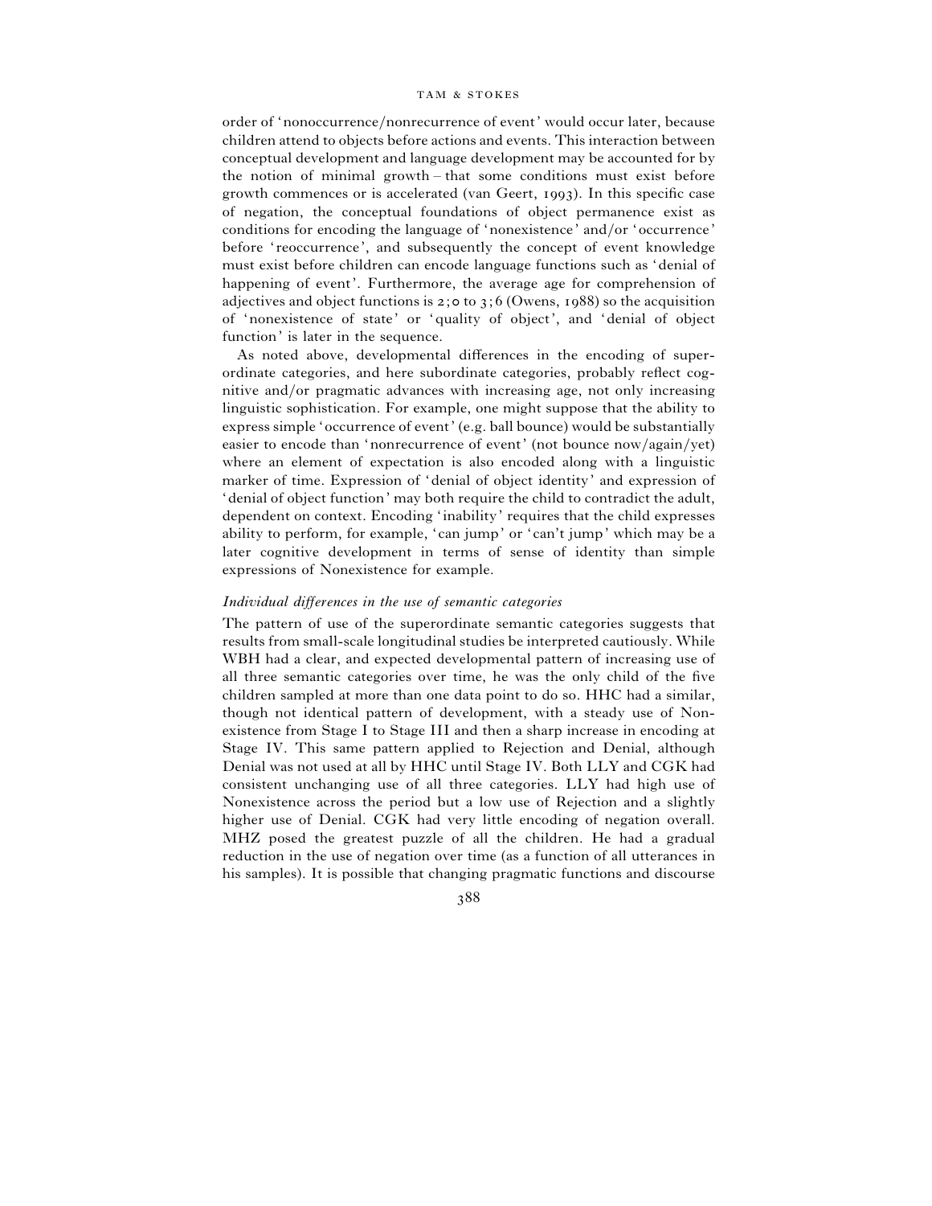order of 'nonoccurrence/nonrecurrence of event' would occur later, because children attend to objects before actions and events. This interaction between conceptual development and language development may be accounted for by the notion of minimal growth – that some conditions must exist before growth commences or is accelerated (van Geert, 1993). In this specific case of negation, the conceptual foundations of object permanence exist as conditions for encoding the language of 'nonexistence' and/or 'occurrence' before 'reoccurrence', and subsequently the concept of event knowledge must exist before children can encode language functions such as 'denial of happening of event'. Furthermore, the average age for comprehension of adjectives and object functions is 2;0 to 3;6 (Owens, 1988) so the acquisition of 'nonexistence of state' or 'quality of object', and 'denial of object function' is later in the sequence.

As noted above, developmental differences in the encoding of superordinate categories, and here subordinate categories, probably reflect cognitive and/or pragmatic advances with increasing age, not only increasing linguistic sophistication. For example, one might suppose that the ability to express simple 'occurrence of event' (e.g. ball bounce) would be substantially easier to encode than 'nonrecurrence of event' (not bounce now/again/yet) where an element of expectation is also encoded along with a linguistic marker of time. Expression of 'denial of object identity' and expression of 'denial of object function' may both require the child to contradict the adult, dependent on context. Encoding 'inability' requires that the child expresses ability to perform, for example, 'can jump' or 'can't jump' which may be a later cognitive development in terms of sense of identity than simple expressions of Nonexistence for example.

### *Individual differences in the use of semantic categories*

The pattern of use of the superordinate semantic categories suggests that results from small-scale longitudinal studies be interpreted cautiously. While WBH had a clear, and expected developmental pattern of increasing use of all three semantic categories over time, he was the only child of the five children sampled at more than one data point to do so. HHC had a similar, though not identical pattern of development, with a steady use of Nonexistence from Stage I to Stage III and then a sharp increase in encoding at Stage IV. This same pattern applied to Rejection and Denial, although Denial was not used at all by HHC until Stage IV. Both LLY and CGK had consistent unchanging use of all three categories. LLY had high use of Nonexistence across the period but a low use of Rejection and a slightly higher use of Denial. CGK had very little encoding of negation overall. MHZ posed the greatest puzzle of all the children. He had a gradual reduction in the use of negation over time (as a function of all utterances in his samples). It is possible that changing pragmatic functions and discourse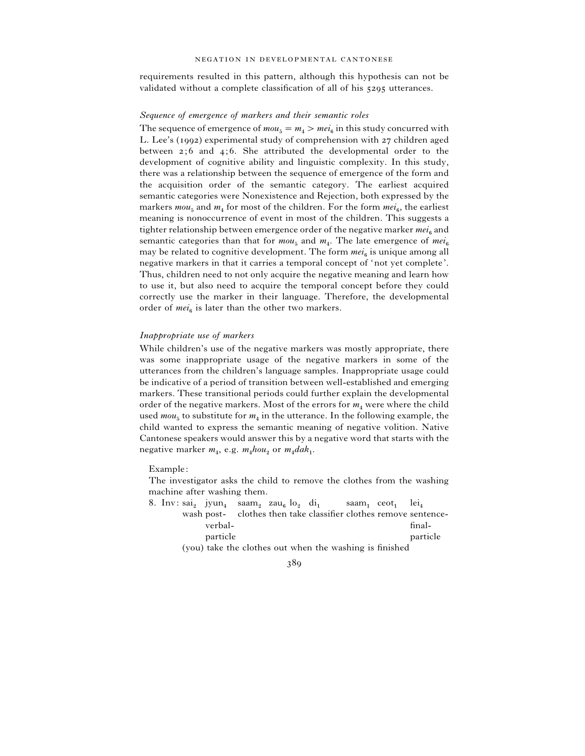requirements resulted in this pattern, although this hypothesis can not be validated without a complete classification of all of his 5295 utterances.

### *Sequence of emergence of markers and their semantic roles*

The sequence of emergence of $mou_5 = m_4 > mei_6$ in this study concurred with L. Lee's (1992) experimental study of comprehension with 27 children aged between 2;6 and 4;6. She attributed the developmental order to the development of cognitive ability and linguistic complexity. In this study, there was a relationship between the sequence of emergence of the form and the acquisition order of the semantic category. The earliest acquired semantic categories were Nonexistence and Rejection, both expressed by the markers $mou_5$ and $m_4$ for most of the children. For the form $mei_6$, the earliest meaning is nonoccurrence of event in most of the children. This suggests a tighter relationship between emergence order of the negative marker $mei_6$ and semantic categories than that for $mou_5$ and $m_4$. The late emergence of $mei_6$ may be related to cognitive development. The form $mei_6$ is unique among all negative markers in that it carries a temporal concept of 'not yet complete'. Thus, children need to not only acquire the negative meaning and learn how to use it, but also need to acquire the temporal concept before they could correctly use the marker in their language. Therefore, the developmental order of $mei_6$ is later than the other two markers.

### *Inappropriate use of markers*

While children's use of the negative markers was mostly appropriate, there was some inappropriate usage of the negative markers in some of the utterances from the children's language samples. Inappropriate usage could be indicative of a period of transition between well-established and emerging markers. These transitional periods could further explain the developmental order of the negative markers. Most of the errors for $m_4$ were where the child used $mou_5$ to substitute for $m_4$ in the utterance. In the following example, the child wanted to express the semantic meaning of negative volition. Native Cantonese speakers would answer this by a negative word that starts with the negative marker $m_4$, e.g. $m_4hou_2$ or $m_4dak_1$.

Example:

The investigator asks the child to remove the clothes from the washing machine after washing them.

8. Inv: $sai_2$ $jyun_4$ $saam_2$ $zau_6$ $lo_2$ $di_1$ $saam_1$ $ceot_1$ $lei_4$
   wash post-verbal-particle clothes then take classifier clothes remove sentence-final-particle
   (you) take the clothes out when the washing is finished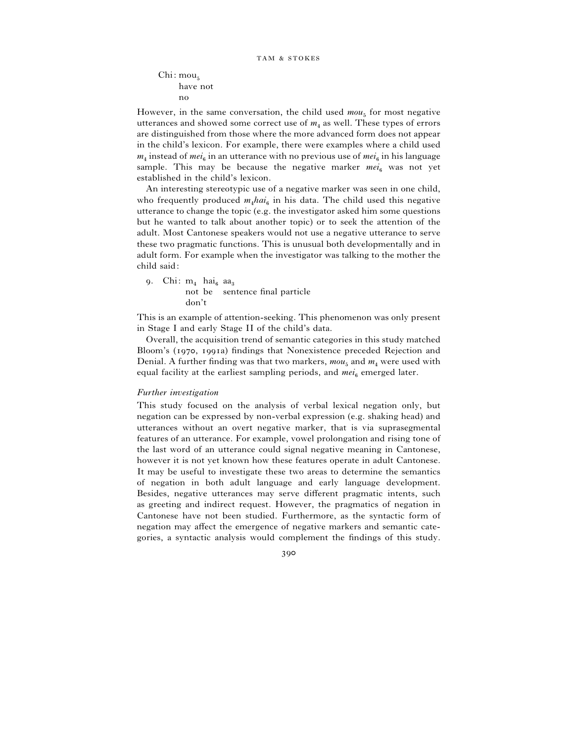Chi: $mou_5$
have not
no

However, in the same conversation, the child used *$mou_5$* for most negative utterances and showed some correct use of *$m_4$* as well. These types of errors are distinguished from those where the more advanced form does not appear in the child's lexicon. For example, there were examples where a child used *$m_4$* instead of *$mei_6$* in an utterance with no previous use of *$mei_6$* in his language sample. This may be because the negative marker *$mei_6$* was not yet established in the child's lexicon.

An interesting stereotypic use of a negative marker was seen in one child, who frequently produced *$m_4hai_6$* in his data. The child used this negative utterance to change the topic (e.g. the investigator asked him some questions but he wanted to talk about another topic) or to seek the attention of the adult. Most Cantonese speakers would not use a negative utterance to serve these two pragmatic functions. This is unusual both developmentally and in adult form. For example when the investigator was talking to the mother the child said:

9. Chi: $m_4$ $hai_6$ $aa_3$
not be sentence final particle
don't

This is an example of attention-seeking. This phenomenon was only present in Stage I and early Stage II of the child's data.

Overall, the acquisition trend of semantic categories in this study matched Bloom's (1970, 1991a) findings that Nonexistence preceded Rejection and Denial. A further finding was that two markers, *$mou_5$* and *$m_4$* were used with equal facility at the earliest sampling periods, and *$mei_6$* emerged later.

### *Further investigation*

This study focused on the analysis of verbal lexical negation only, but negation can be expressed by non-verbal expression (e.g. shaking head) and utterances without an overt negative marker, that is via suprasegmental features of an utterance. For example, vowel prolongation and rising tone of the last word of an utterance could signal negative meaning in Cantonese, however it is not yet known how these features operate in adult Cantonese. It may be useful to investigate these two areas to determine the semantics of negation in both adult language and early language development. Besides, negative utterances may serve different pragmatic intents, such as greeting and indirect request. However, the pragmatics of negation in Cantonese have not been studied. Furthermore, as the syntactic form of negation may affect the emergence of negative markers and semantic categories, a syntactic analysis would complement the findings of this study.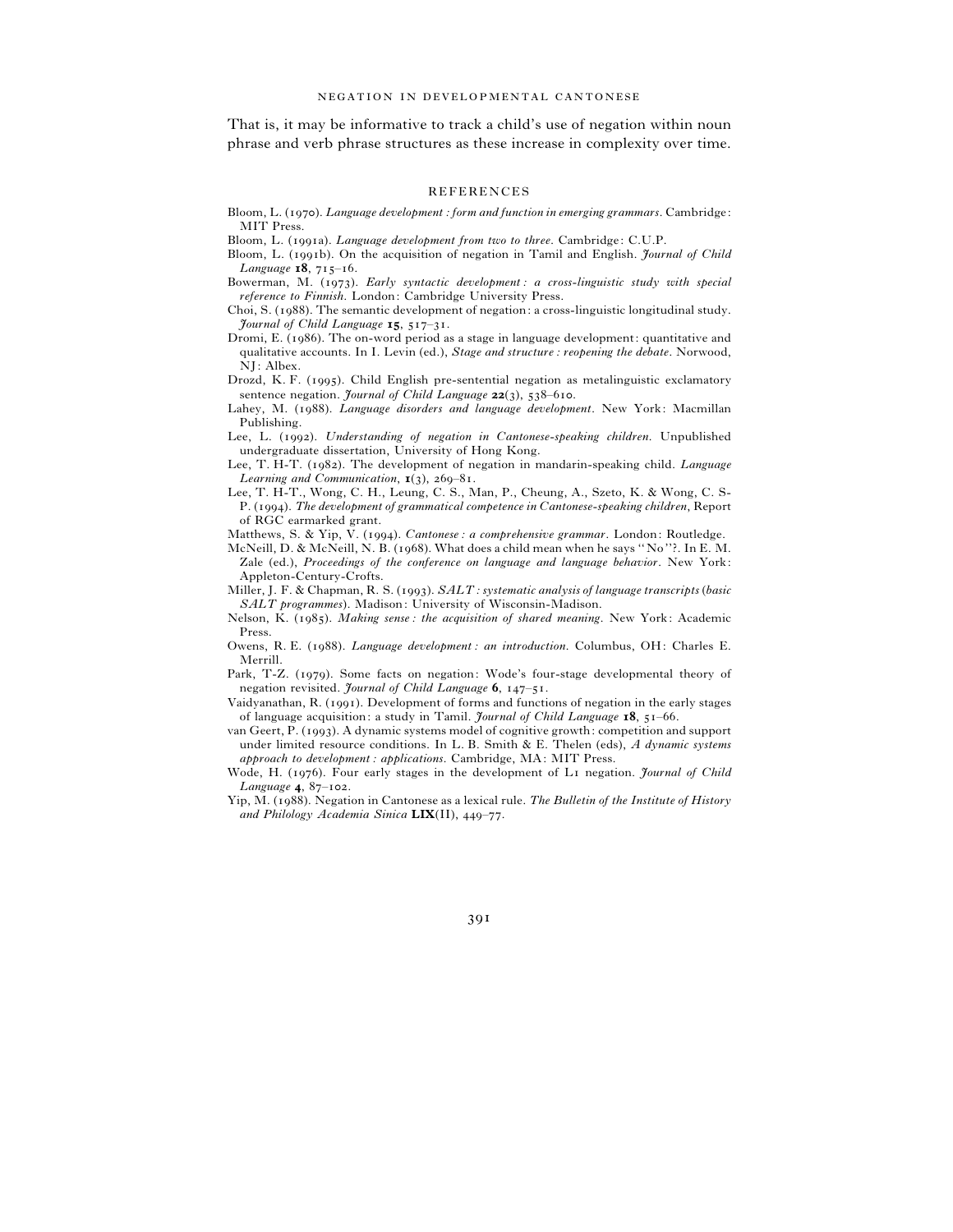That is, it may be informative to track a child's use of negation within noun phrase and verb phrase structures as these increase in complexity over time.

## REFERENCES

Bloom, L. (1970). *Language development: form and function in emerging grammars*. Cambridge: MIT Press.

Bloom, L. (1991a). *Language development from two to three*. Cambridge: C.U.P.

Bloom, L. (1991b). On the acquisition of negation in Tamil and English. *Journal of Child Language* **18**, 715–16.

Bowerman, M. (1973). *Early syntactic development: a cross-linguistic study with special reference to Finnish*. London: Cambridge University Press.

Choi, S. (1988). The semantic development of negation: a cross-linguistic longitudinal study. *Journal of Child Language* **15**, 517–31.

Dromi, E. (1986). The on-word period as a stage in language development: quantitative and qualitative accounts. In I. Levin (ed.), *Stage and structure: reopening the debate*. Norwood, NJ: Albex.

Drozd, K. F. (1995). Child English pre-sentential negation as metalinguistic exclamatory sentence negation. *Journal of Child Language* **22**(3), 538–610.

Lahey, M. (1988). *Language disorders and language development*. New York: Macmillan Publishing.

Lee, L. (1992). *Understanding of negation in Cantonese-speaking children*. Unpublished undergraduate dissertation, University of Hong Kong.

Lee, T. H-T. (1982). The development of negation in mandarin-speaking child. *Language Learning and Communication*, **1**(3), 269–81.

Lee, T. H-T., Wong, C. H., Leung, C. S., Man, P., Cheung, A., Szeto, K. & Wong, C. S-P. (1994). *The development of grammatical competence in Cantonese-speaking children*, Report of RGC earmarked grant.

Matthews, S. & Yip, V. (1994). *Cantonese: a comprehensive grammar*. London: Routledge.

McNeill, D. & McNeill, N. B. (1968). What does a child mean when he says "No"?. In E. M. Zale (ed.), *Proceedings of the conference on language and language behavior*. New York: Appleton-Century-Crofts.

Miller, J. F. & Chapman, R. S. (1993). *SALT: systematic analysis of language transcripts (basic SALT programmes)*. Madison: University of Wisconsin-Madison.

Nelson, K. (1985). *Making sense: the acquisition of shared meaning*. New York: Academic Press.

Owens, R. E. (1988). *Language development: an introduction*. Columbus, OH: Charles E. Merrill.

Park, T-Z. (1979). Some facts on negation: Wode's four-stage developmental theory of negation revisited. *Journal of Child Language* **6**, 147–51.

Vaidyanathan, R. (1991). Development of forms and functions of negation in the early stages of language acquisition: a study in Tamil. *Journal of Child Language* **18**, 51–66.

van Geert, P. (1993). A dynamic systems model of cognitive growth: competition and support under limited resource conditions. In L. B. Smith & E. Thelen (eds), *A dynamic systems approach to development: applications*. Cambridge, MA: MIT Press.

Wode, H. (1976). Four early stages in the development of L1 negation. *Journal of Child Language* **4**, 87–102.

Yip, M. (1988). Negation in Cantonese as a lexical rule. *The Bulletin of the Institute of History and Philology Academia Sinica* **LIX**(II), 449–77.